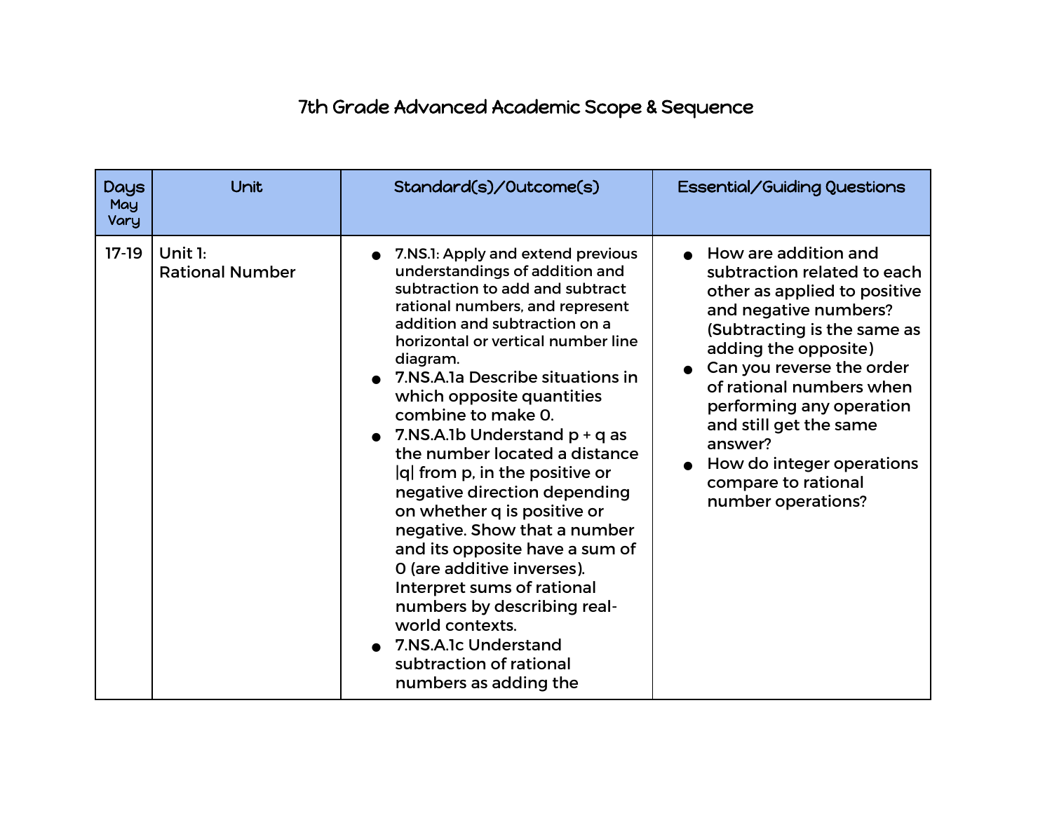# 7th Grade Advanced Academic Scope & Sequence

| Days May Vary | Unit | Standard(s)/Outcome(s) | Essential/Guiding Questions |
|---|---|---|---|
| 17-19 | Unit 1: Rational Number | • 7.NS.1: Apply and extend previous understandings of addition and subtraction to add and subtract rational numbers, and represent addition and subtraction on a horizontal or vertical number line diagram.<br>• 7.NS.A.1a Describe situations in which opposite quantities combine to make 0.<br>• 7.NS.A.1b Understand p + q as the number located a distance \|q\| from p, in the positive or negative direction depending on whether q is positive or negative. Show that a number and its opposite have a sum of 0 (are additive inverses). Interpret sums of rational numbers by describing real-world contexts.<br>• 7.NS.A.1c Understand subtraction of rational numbers as adding the | • How are addition and subtraction related to each other as applied to positive and negative numbers? (Subtracting is the same as adding the opposite)<br>• Can you reverse the order of rational numbers when performing any operation and still get the same answer?<br>• How do integer operations compare to rational number operations? |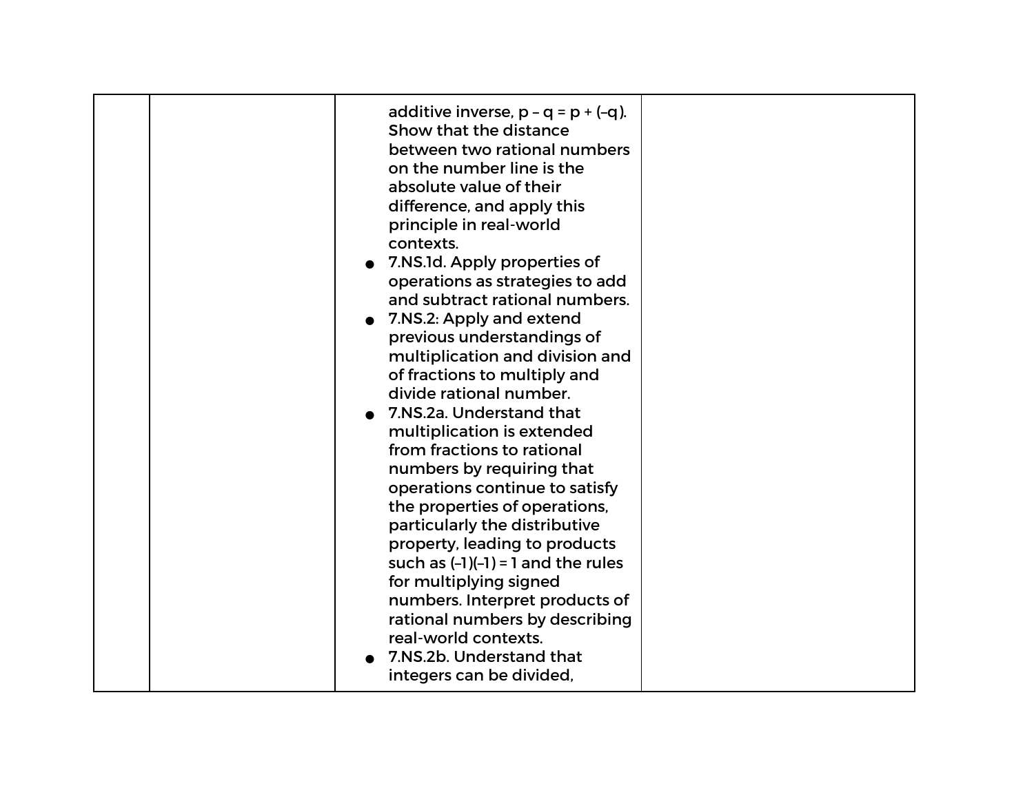| | | | |
|---|---|---|---|
| | | additive inverse, $p - q = p + (-q)$. Show that the distance between two rational numbers on the number line is the absolute value of their difference, and apply this principle in real-world contexts.<br>● 7.NS.1d. Apply properties of operations as strategies to add and subtract rational numbers.<br>● 7.NS.2: Apply and extend previous understandings of multiplication and division and of fractions to multiply and divide rational number.<br>● 7.NS.2a. Understand that multiplication is extended from fractions to rational numbers by requiring that operations continue to satisfy the properties of operations, particularly the distributive property, leading to products such as $(-1)(-1) = 1$ and the rules for multiplying signed numbers. Interpret products of rational numbers by describing real-world contexts.<br>● 7.NS.2b. Understand that integers can be divided, | |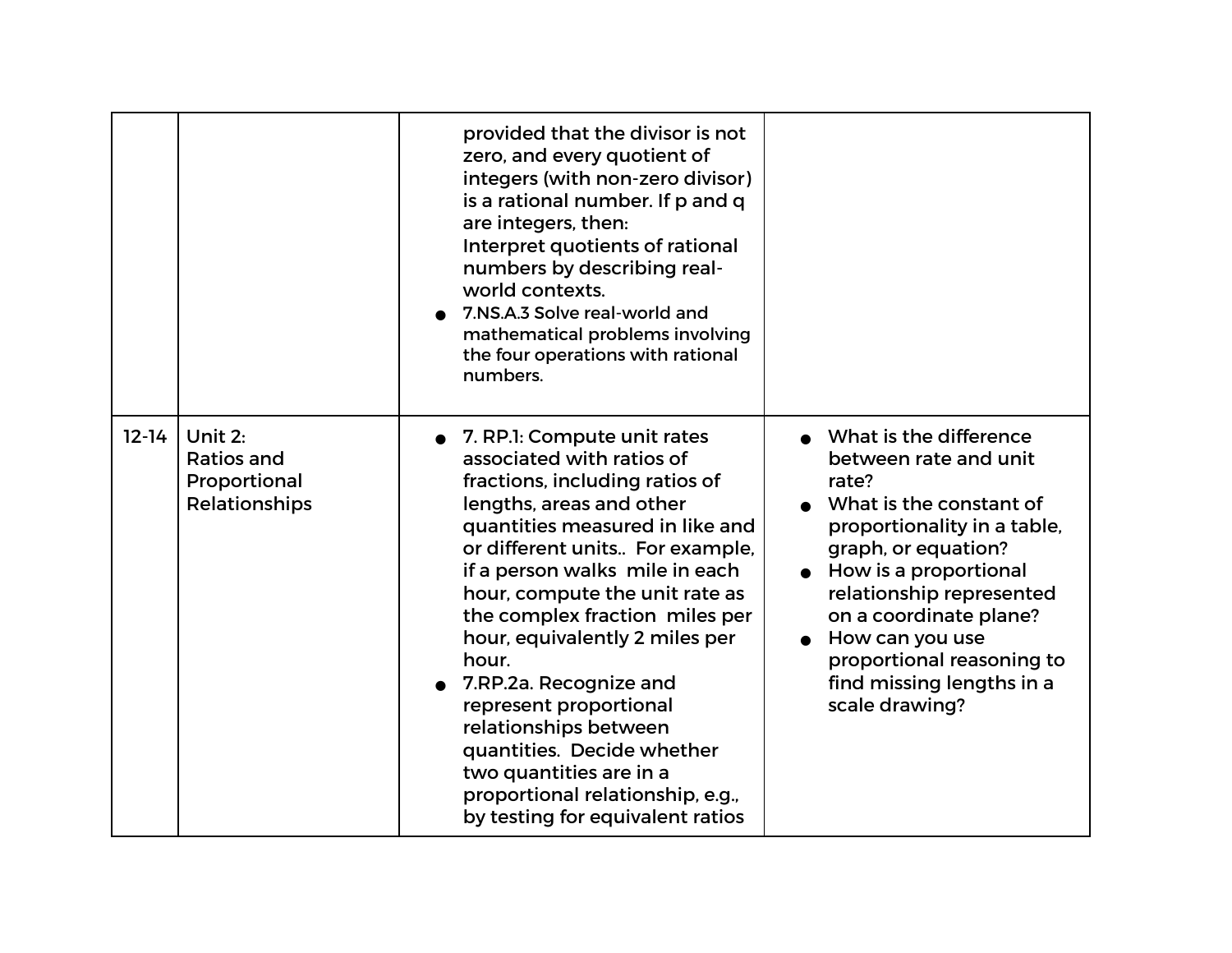| | | | |
|---|---|---|---|
| | | provided that the divisor is not zero, and every quotient of integers (with non-zero divisor) is a rational number. If p and q are integers, then: Interpret quotients of rational numbers by describing real-world contexts.<br>● 7.NS.A.3 Solve real-world and mathematical problems involving the four operations with rational numbers. | |
| 12-14 | Unit 2: Ratios and Proportional Relationships | ● 7. RP.1: Compute unit rates associated with ratios of fractions, including ratios of lengths, areas and other quantities measured in like and or different units.. For example, if a person walks  mile in each hour, compute the unit rate as the complex fraction  miles per hour, equivalently 2 miles per hour.<br>● 7.RP.2a. Recognize and represent proportional relationships between quantities. Decide whether two quantities are in a proportional relationship, e.g., by testing for equivalent ratios | ● What is the difference between rate and unit rate?<br>● What is the constant of proportionality in a table, graph, or equation?<br>● How is a proportional relationship represented on a coordinate plane?<br>● How can you use proportional reasoning to find missing lengths in a scale drawing? |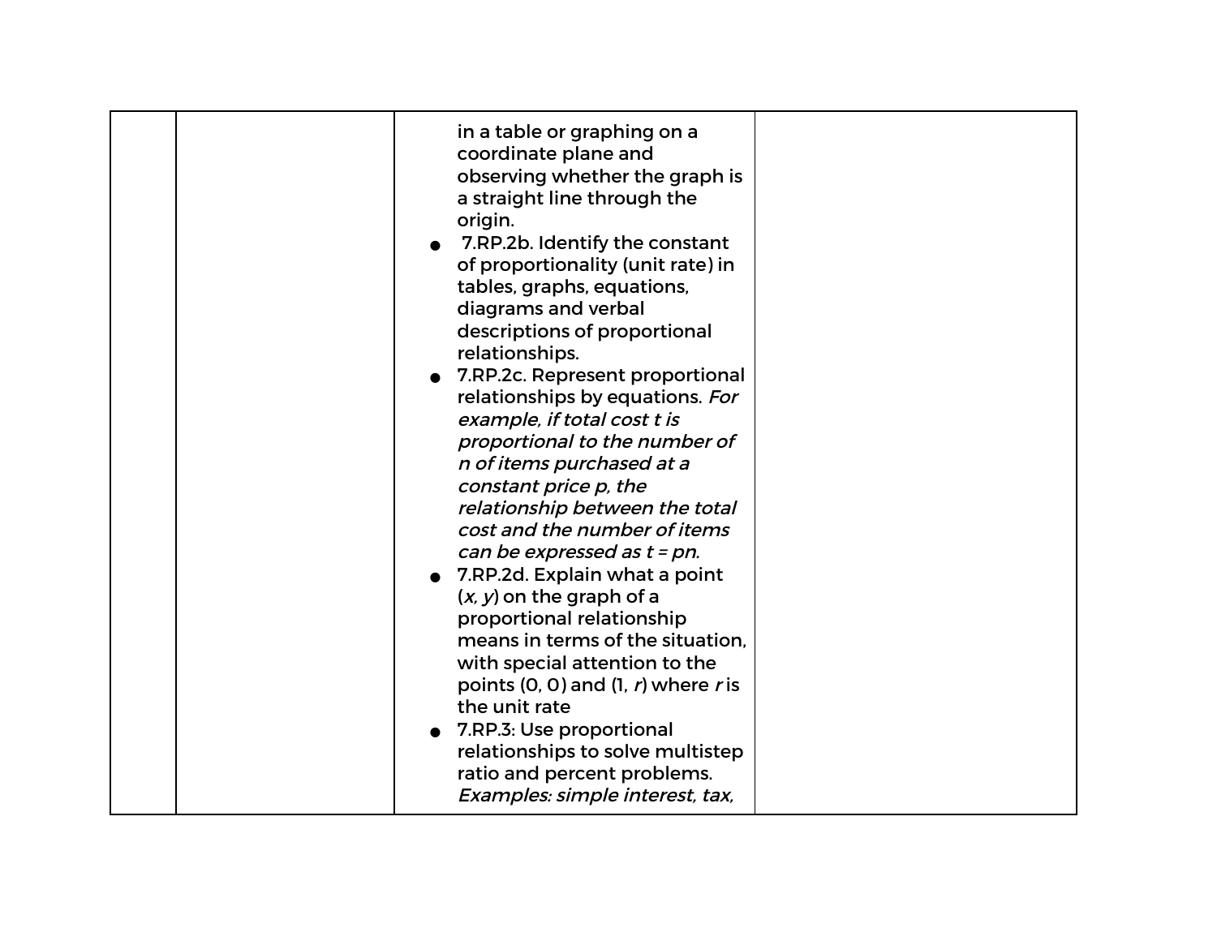| | | | |
|---|---|---|---|
| | | in a table or graphing on a coordinate plane and observing whether the graph is a straight line through the origin.<br>● 7.RP.2b. Identify the constant of proportionality (unit rate) in tables, graphs, equations, diagrams and verbal descriptions of proportional relationships.<br>● 7.RP.2c. Represent proportional relationships by equations. *For example, if total cost t is proportional to the number of n of items purchased at a constant price p, the relationship between the total cost and the number of items can be expressed as t = pn.*<br>● 7.RP.2d. Explain what a point (*x, y*) on the graph of a proportional relationship means in terms of the situation, with special attention to the points (0, 0) and (1, *r*) where *r* is the unit rate<br>● 7.RP.3: Use proportional relationships to solve multistep ratio and percent problems. *Examples: simple interest, tax,* | |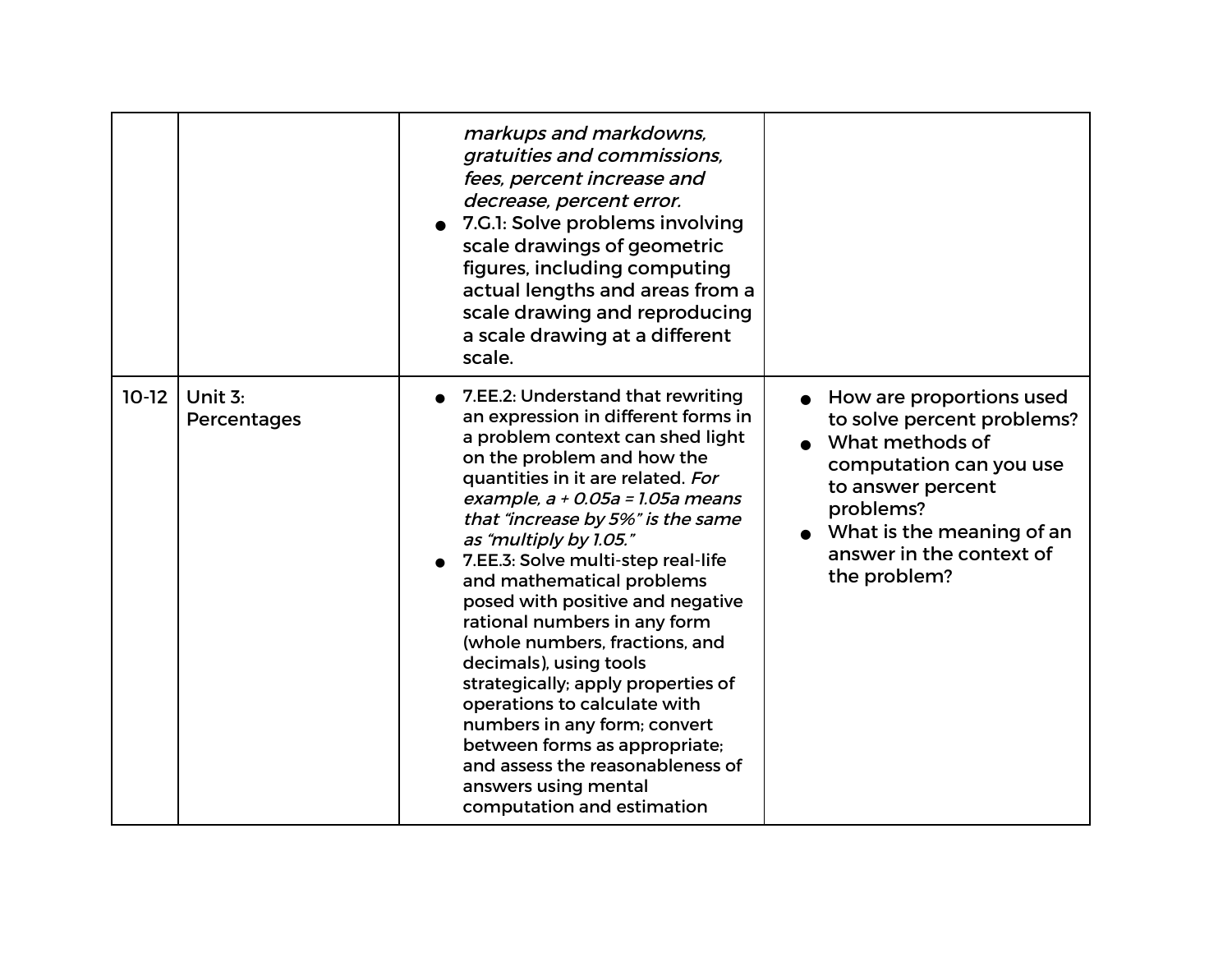| | | | |
|---|---|---|---|
| | | *markups and markdowns, gratuities and commissions, fees, percent increase and decrease, percent error.*<br>● 7.G.1: Solve problems involving scale drawings of geometric figures, including computing actual lengths and areas from a scale drawing and reproducing a scale drawing at a different scale. | |
| 10-12 | Unit 3: Percentages | ● 7.EE.2: Understand that rewriting an expression in different forms in a problem context can shed light on the problem and how the quantities in it are related. *For example, $a + 0.05a = 1.05a$ means that "increase by 5%" is the same as "multiply by 1.05."*<br>● 7.EE.3: Solve multi-step real-life and mathematical problems posed with positive and negative rational numbers in any form (whole numbers, fractions, and decimals), using tools strategically; apply properties of operations to calculate with numbers in any form; convert between forms as appropriate; and assess the reasonableness of answers using mental computation and estimation | ● How are proportions used to solve percent problems?<br>● What methods of computation can you use to answer percent problems?<br>● What is the meaning of an answer in the context of the problem? |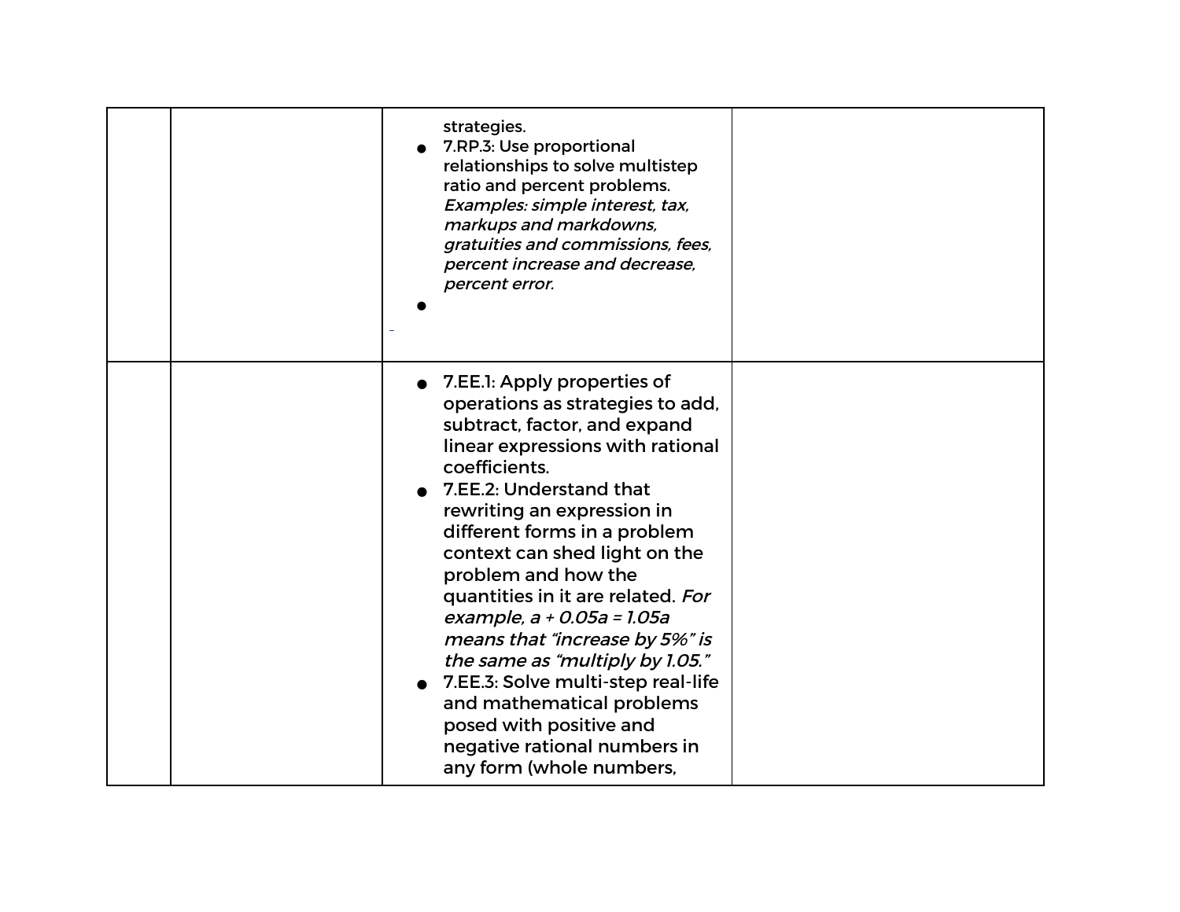| | | | |
|---|---|---|---|
| | | strategies.<br>• 7.RP.3: Use proportional relationships to solve multistep ratio and percent problems. *Examples: simple interest, tax, markups and markdowns, gratuities and commissions, fees, percent increase and decrease, percent error.*<br>• | |
| | | • 7.EE.1: Apply properties of operations as strategies to add, subtract, factor, and expand linear expressions with rational coefficients.<br>• 7.EE.2: Understand that rewriting an expression in different forms in a problem context can shed light on the problem and how the quantities in it are related. *For example, $a + 0.05a = 1.05a$ means that "increase by 5%" is the same as "multiply by 1.05."*<br>• 7.EE.3: Solve multi-step real-life and mathematical problems posed with positive and negative rational numbers in any form (whole numbers, | |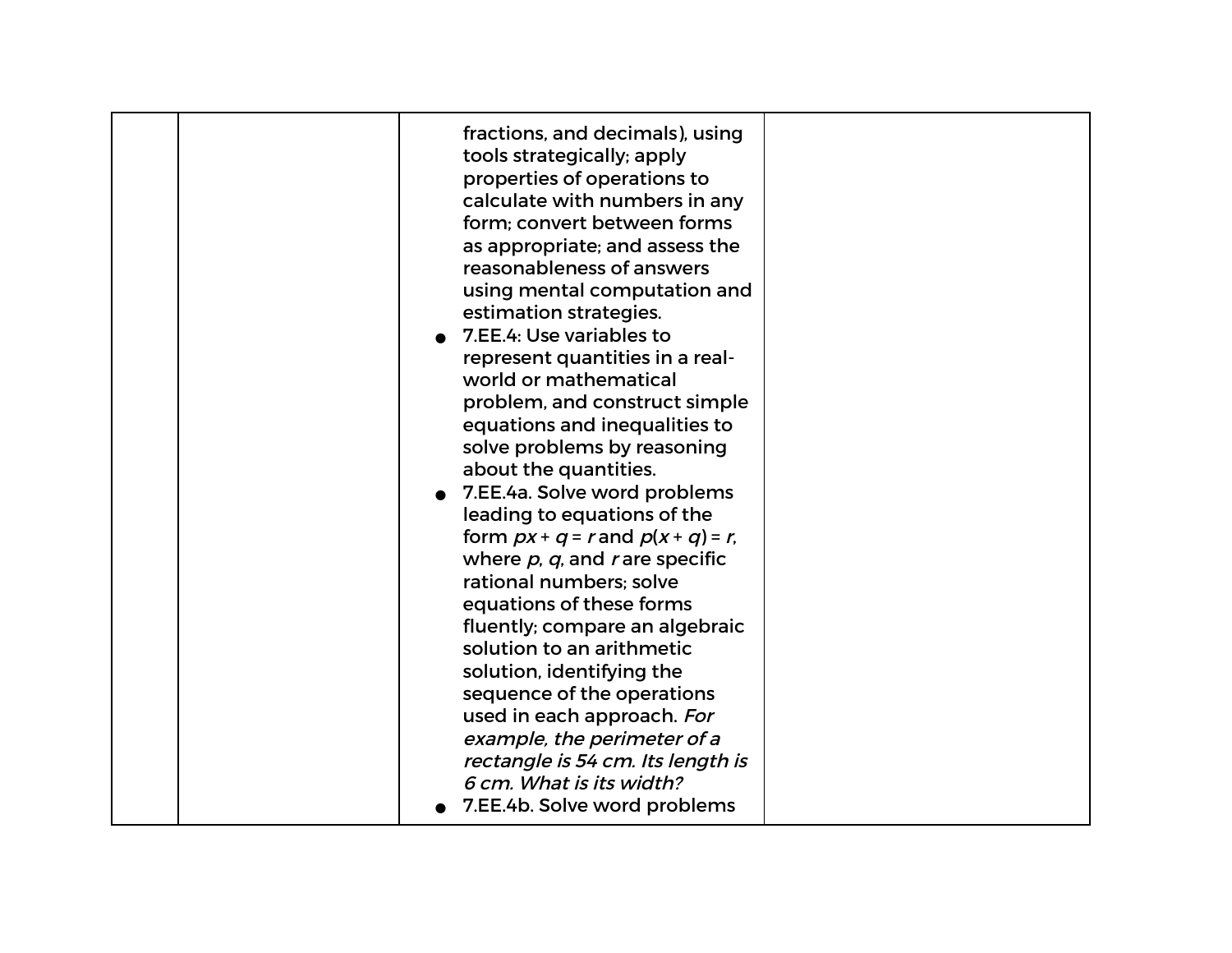|  |  |  |  |
|---|---|---|---|
|  |  | fractions, and decimals), using tools strategically; apply properties of operations to calculate with numbers in any form; convert between forms as appropriate; and assess the reasonableness of answers using mental computation and estimation strategies.<br>• 7.EE.4: Use variables to represent quantities in a real-world or mathematical problem, and construct simple equations and inequalities to solve problems by reasoning about the quantities.<br>• 7.EE.4a. Solve word problems leading to equations of the form $px + q = r$ and $p(x + q) = r$, where $p$, $q$, and $r$ are specific rational numbers; solve equations of these forms fluently; compare an algebraic solution to an arithmetic solution, identifying the sequence of the operations used in each approach. *For example, the perimeter of a rectangle is 54 cm. Its length is 6 cm. What is its width?*<br>• 7.EE.4b. Solve word problems |  |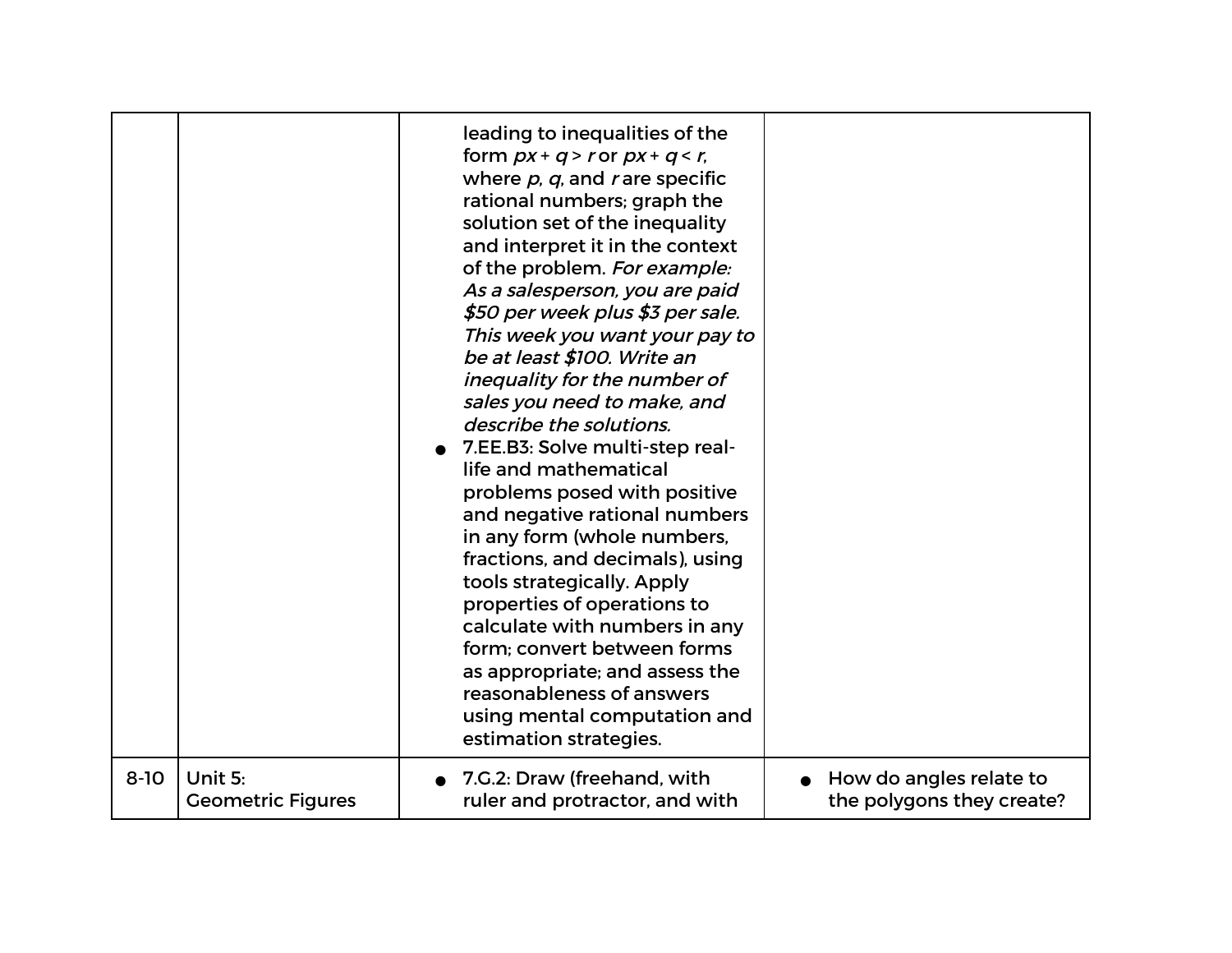| | | | |
|---|---|---|---|
| | | leading to inequalities of the form $px + q > r$ or $px + q < r$, where $p$, $q$, and $r$ are specific rational numbers; graph the solution set of the inequality and interpret it in the context of the problem. *For example: As a salesperson, you are paid $50 per week plus $3 per sale. This week you want your pay to be at least $100. Write an inequality for the number of sales you need to make, and describe the solutions.*<br>● 7.EE.B3: Solve multi-step real-life and mathematical problems posed with positive and negative rational numbers in any form (whole numbers, fractions, and decimals), using tools strategically. Apply properties of operations to calculate with numbers in any form; convert between forms as appropriate; and assess the reasonableness of answers using mental computation and estimation strategies. | |
| 8-10 | Unit 5:<br>Geometric Figures | ● 7.G.2: Draw (freehand, with ruler and protractor, and with | ● How do angles relate to the polygons they create? |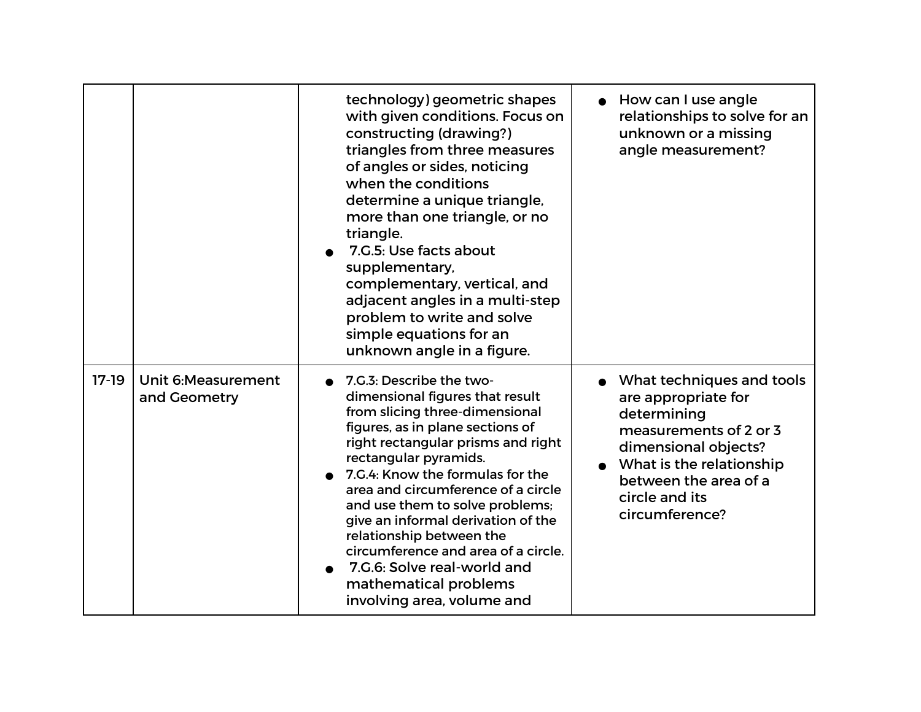| | | | |
|---|---|---|---|
| | | technology) geometric shapes with given conditions. Focus on constructing (drawing?) triangles from three measures of angles or sides, noticing when the conditions determine a unique triangle, more than one triangle, or no triangle.<br>● 7.G.5: Use facts about supplementary, complementary, vertical, and adjacent angles in a multi-step problem to write and solve simple equations for an unknown angle in a figure. | ● How can I use angle relationships to solve for an unknown or a missing angle measurement? |
| 17-19 | Unit 6:Measurement and Geometry | ● 7.G.3: Describe the two-dimensional figures that result from slicing three-dimensional figures, as in plane sections of right rectangular prisms and right rectangular pyramids.<br>● 7.G.4: Know the formulas for the area and circumference of a circle and use them to solve problems; give an informal derivation of the relationship between the circumference and area of a circle.<br>● 7.G.6: Solve real-world and mathematical problems involving area, volume and | ● What techniques and tools are appropriate for determining measurements of 2 or 3 dimensional objects?<br>● What is the relationship between the area of a circle and its circumference? |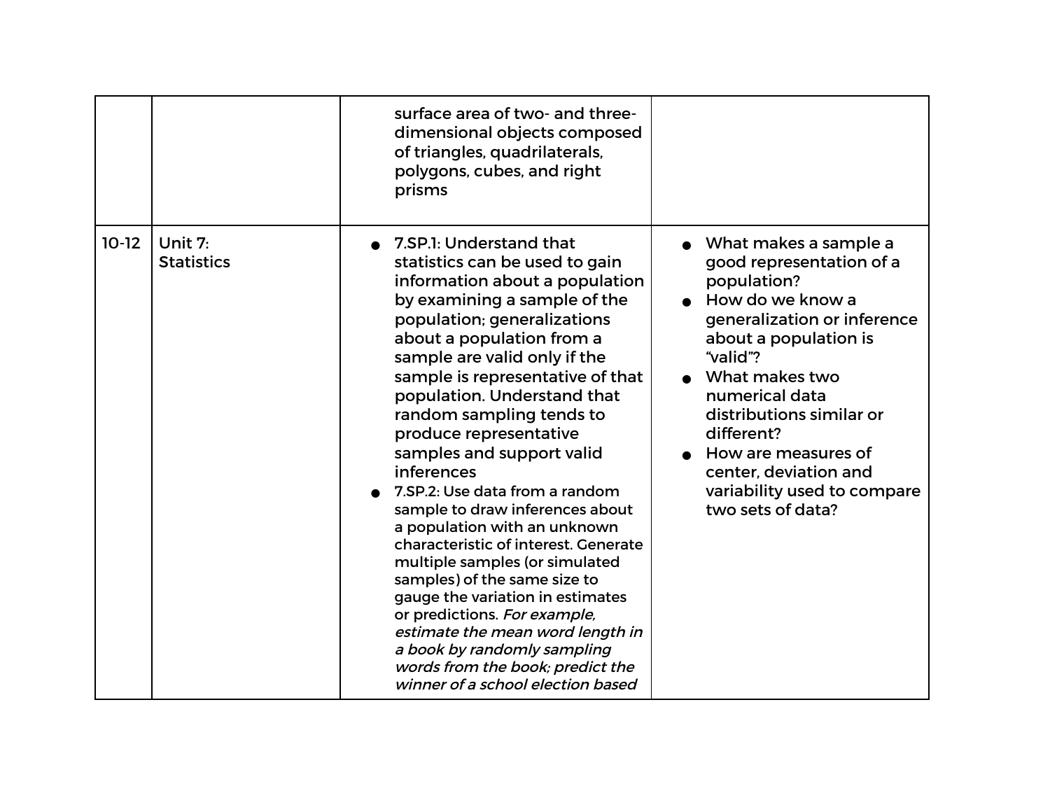| | | | |
|---|---|---|---|
| | | surface area of two- and three-dimensional objects composed of triangles, quadrilaterals, polygons, cubes, and right prisms | |
| 10-12 | Unit 7: Statistics | ● 7.SP.1: Understand that statistics can be used to gain information about a population by examining a sample of the population; generalizations about a population from a sample are valid only if the sample is representative of that population. Understand that random sampling tends to produce representative samples and support valid inferences<br>● 7.SP.2: Use data from a random sample to draw inferences about a population with an unknown characteristic of interest. Generate multiple samples (or simulated samples) of the same size to gauge the variation in estimates or predictions. *For example, estimate the mean word length in a book by randomly sampling words from the book; predict the winner of a school election based* | ● What makes a sample a good representation of a population?<br>● How do we know a generalization or inference about a population is "valid"?<br>● What makes two numerical data distributions similar or different?<br>● How are measures of center, deviation and variability used to compare two sets of data? |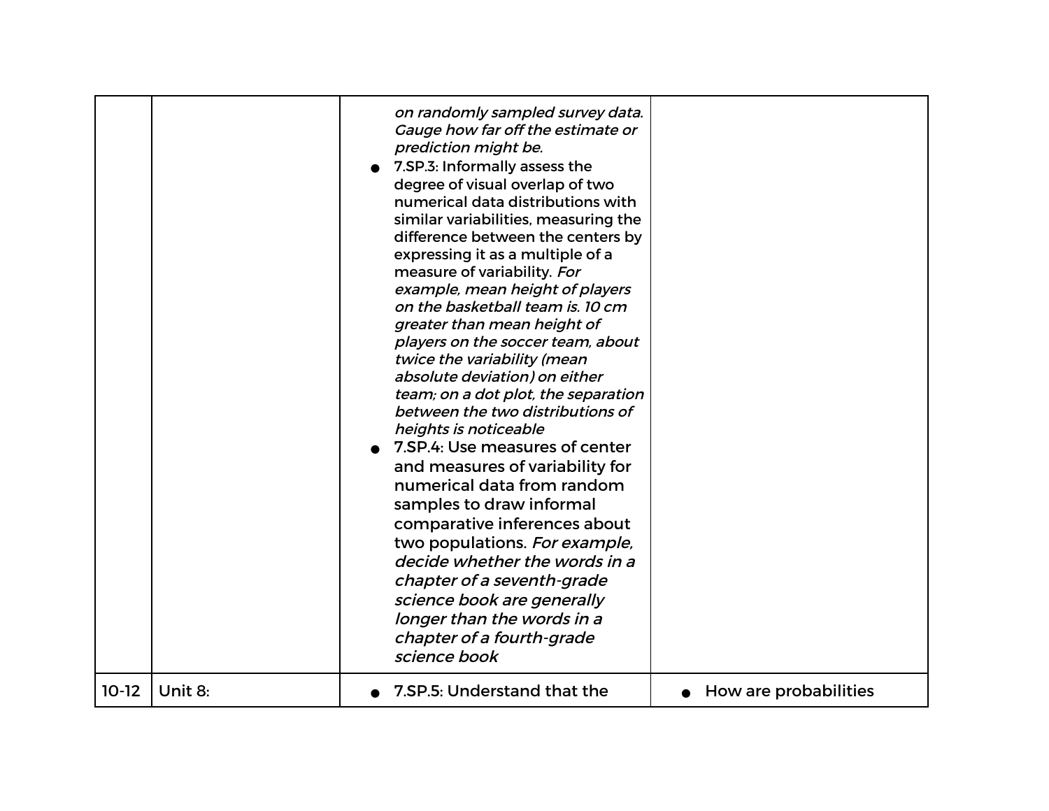| | | | |
|---|---|---|---|
| | | *on randomly sampled survey data. Gauge how far off the estimate or prediction might be.*<br>● 7.SP.3: Informally assess the degree of visual overlap of two numerical data distributions with similar variabilities, measuring the difference between the centers by expressing it as a multiple of a measure of variability. *For example, mean height of players on the basketball team is. 10 cm greater than mean height of players on the soccer team, about twice the variability (mean absolute deviation) on either team; on a dot plot, the separation between the two distributions of heights is noticeable*<br>● 7.SP.4: Use measures of center and measures of variability for numerical data from random samples to draw informal comparative inferences about two populations. *For example, decide whether the words in a chapter of a seventh-grade science book are generally longer than the words in a chapter of a fourth-grade science book* | |
| 10-12 | Unit 8: | ● 7.SP.5: Understand that the | ● How are probabilities |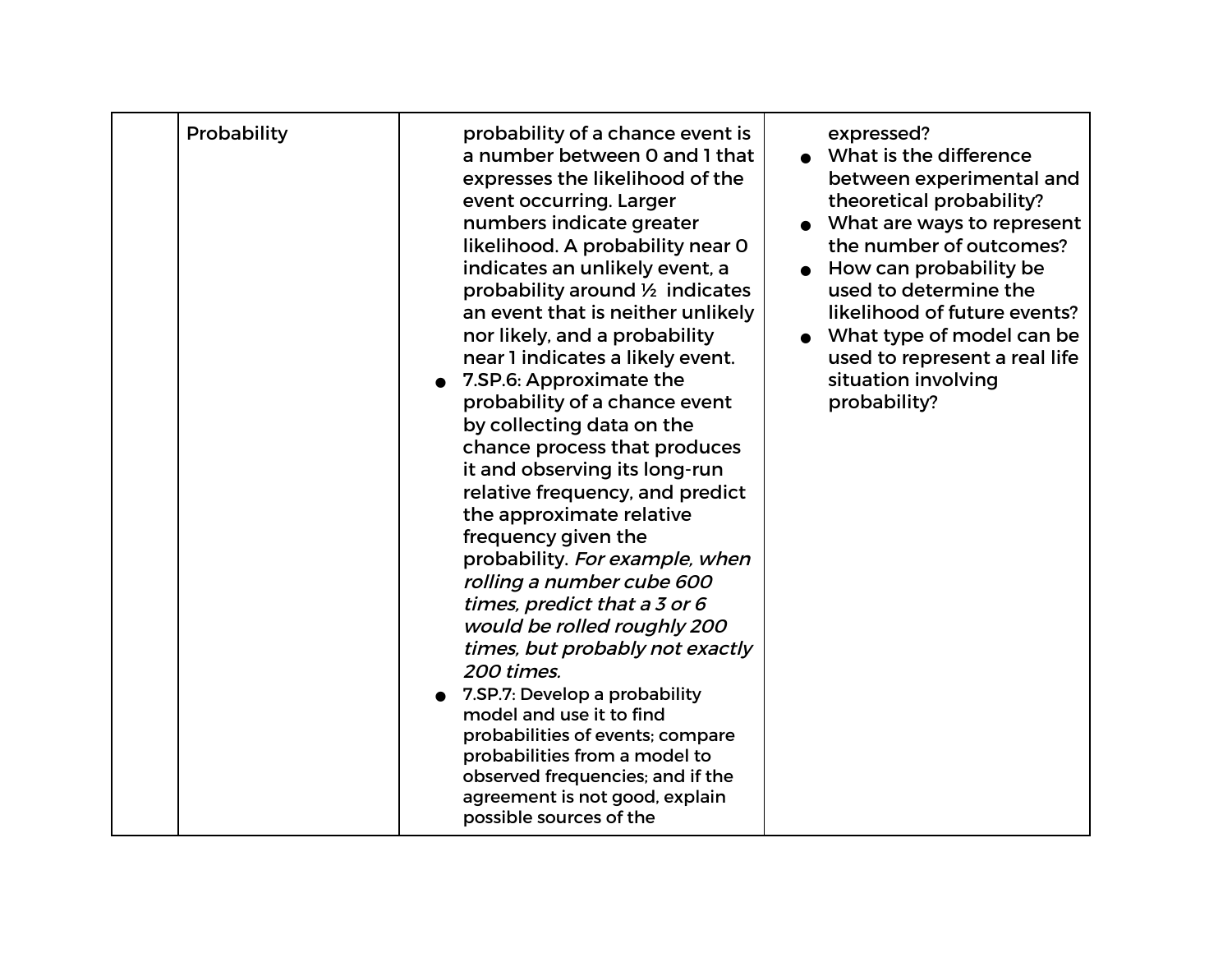| | | | |
|---|---|---|---|
| | Probability | probability of a chance event is a number between 0 and 1 that expresses the likelihood of the event occurring. Larger numbers indicate greater likelihood. A probability near 0 indicates an unlikely event, a probability around ½ indicates an event that is neither unlikely nor likely, and a probability near 1 indicates a likely event.<br>● 7.SP.6: Approximate the probability of a chance event by collecting data on the chance process that produces it and observing its long-run relative frequency, and predict the approximate relative frequency given the probability. *For example, when rolling a number cube 600 times, predict that a 3 or 6 would be rolled roughly 200 times, but probably not exactly 200 times.*<br>● 7.SP.7: Develop a probability model and use it to find probabilities of events; compare probabilities from a model to observed frequencies; and if the agreement is not good, explain possible sources of the | expressed?<br>● What is the difference between experimental and theoretical probability?<br>● What are ways to represent the number of outcomes?<br>● How can probability be used to determine the likelihood of future events?<br>● What type of model can be used to represent a real life situation involving probability? |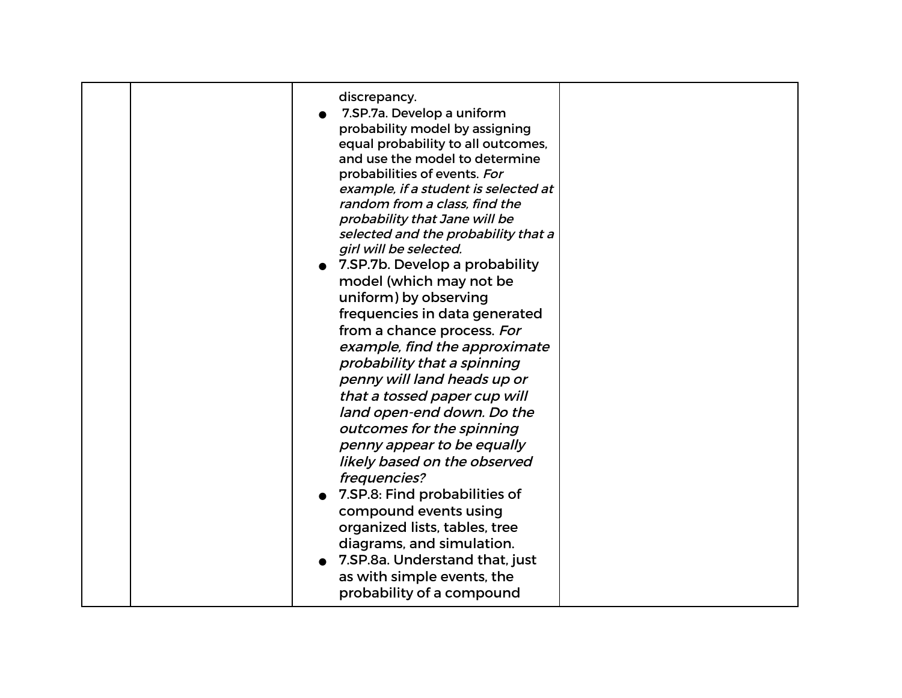| | | discrepancy.<br>● 7.SP.7a. Develop a uniform probability model by assigning equal probability to all outcomes, and use the model to determine probabilities of events. *For example, if a student is selected at random from a class, find the probability that Jane will be selected and the probability that a girl will be selected.*<br>● 7.SP.7b. Develop a probability model (which may not be uniform) by observing frequencies in data generated from a chance process. *For example, find the approximate probability that a spinning penny will land heads up or that a tossed paper cup will land open-end down. Do the outcomes for the spinning penny appear to be equally likely based on the observed frequencies?*<br>● 7.SP.8: Find probabilities of compound events using organized lists, tables, tree diagrams, and simulation.<br>● 7.SP.8a. Understand that, just as with simple events, the probability of a compound | |
|---|---|---|---|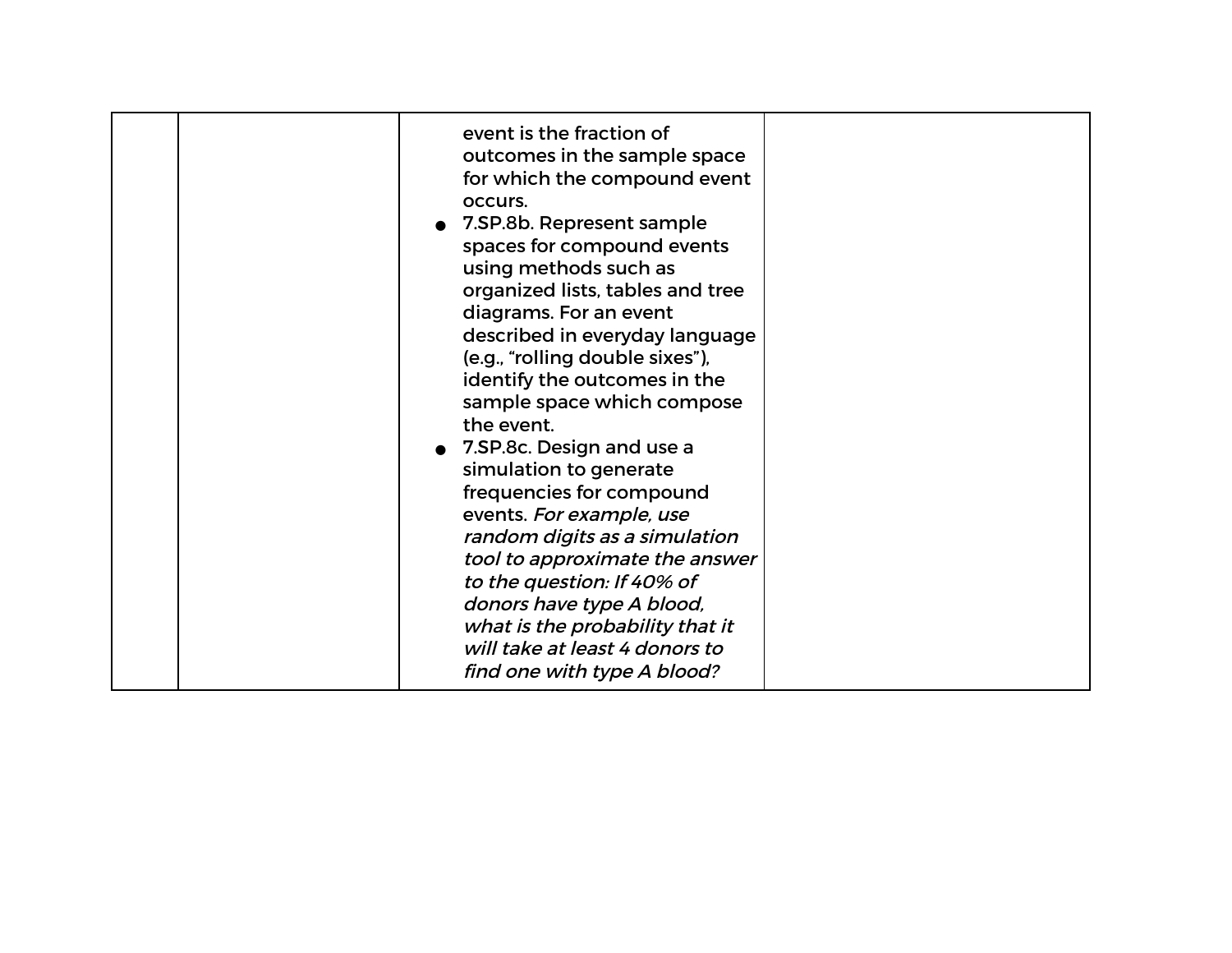| | | | |
|---|---|---|---|
| | | event is the fraction of outcomes in the sample space for which the compound event occurs.<br>• 7.SP.8b. Represent sample spaces for compound events using methods such as organized lists, tables and tree diagrams. For an event described in everyday language (e.g., "rolling double sixes"), identify the outcomes in the sample space which compose the event.<br>• 7.SP.8c. Design and use a simulation to generate frequencies for compound events. *For example, use random digits as a simulation tool to approximate the answer to the question: If 40% of donors have type A blood, what is the probability that it will take at least 4 donors to find one with type A blood?* | |